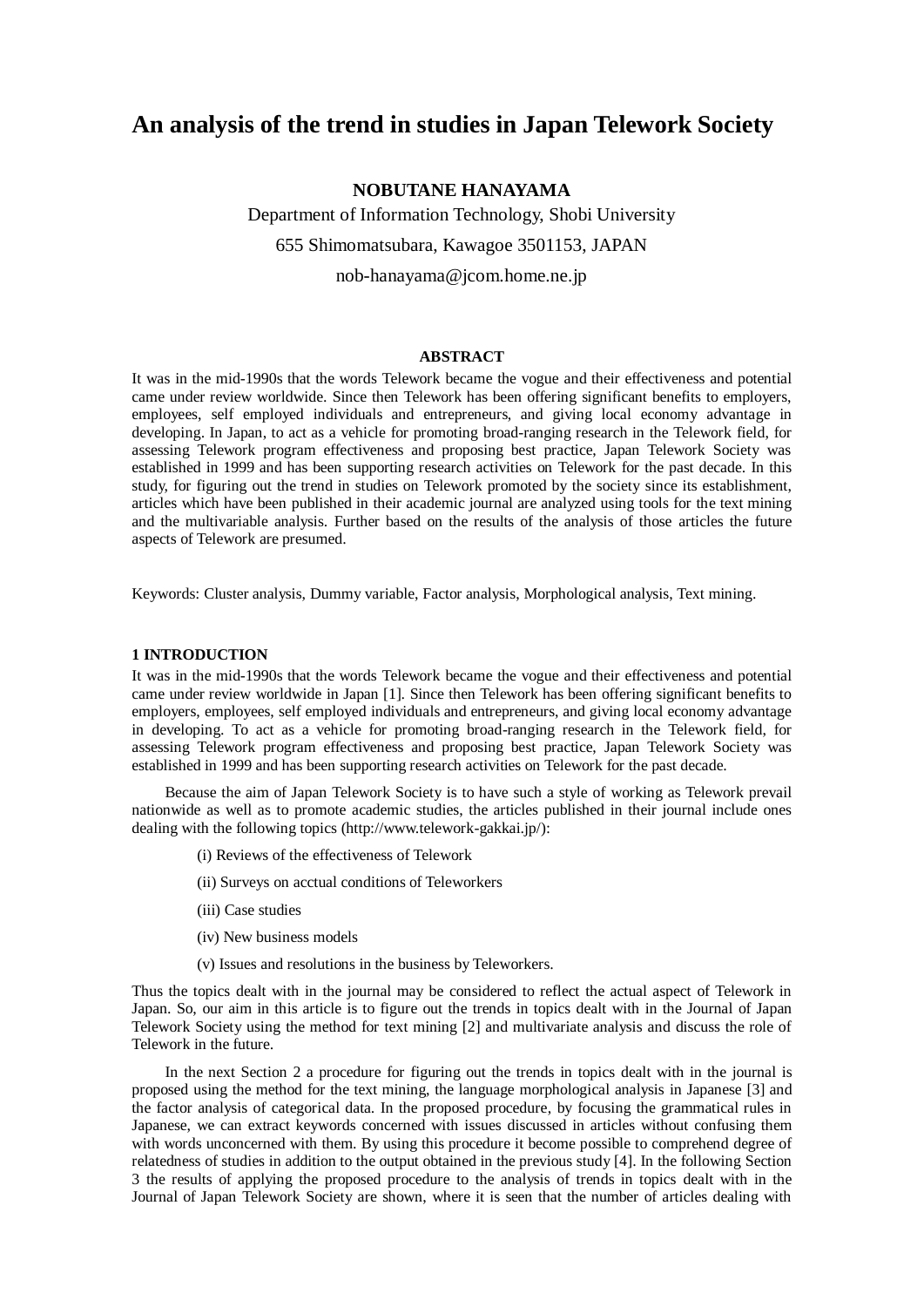# An analysis of the trend in studies in Japan Telework Society

**NOBUTANE HANAYAMA**

Department of Information Technology, Shobi University

655 Shimomatsubara, Kawagoe 3501153, JAPAN

nob-hanayama@jcom.home.ne.jp

**ABSTRACT**

It was in the mid-1990s that the words Telework became the vogue and their effectiveness and potential came under review worldwide. Since then Telework has been offering significant benefits to employers, employees, self employed individuals and entrepreneurs, and giving local economy advantage in developing. In Japan, to act as a vehicle for promoting broad-ranging research in the Telework field, for assessing Telework program effectiveness and proposing best practice, Japan Telework Society was established in 1999 and has been supporting research activities on Telework for the past decade. In this study, for figuring out the trend in studies on Telework promoted by the society since its establishment, articles which have been published in their academic journal are analyzed using tools for the text mining and the multivariable analysis. Further based on the results of the analysis of those articles the future aspects of Telework are presumed.

Keywords: Cluster analysis, Dummy variable, Factor analysis, Morphological analysis, Text mining.

## 1 INTRODUCTION

It was in the mid-1990s that the words Telework became the vogue and their effectiveness and potential came under review worldwide in Japan [1]. Since then Telework has been offering significant benefits to employers, employees, self employed individuals and entrepreneurs, and giving local economy advantage in developing. To act as a vehicle for promoting broad-ranging research in the Telework field, for assessing Telework program effectiveness and proposing best practice, Japan Telework Society was established in 1999 and has been supporting research activities on Telework for the past decade.

Because the aim of Japan Telework Society is to have such a style of working as Telework prevail nationwide as well as to promote academic studies, the articles published in their journal include ones dealing with the following topics (http://www.telework-gakkai.jp/):

(i) Reviews of the effectiveness of Telework

(ii) Surveys on acctual conditions of Teleworkers

(iii) Case studies

(iv) New business models

(v) Issues and resolutions in the business by Teleworkers.

Thus the topics dealt with in the journal may be considered to reflect the actual aspect of Telework in Japan. So, our aim in this article is to figure out the trends in topics dealt with in the Journal of Japan Telework Society using the method for text mining [2] and multivariate analysis and discuss the role of Telework in the future.

In the next Section 2 a procedure for figuring out the trends in topics dealt with in the journal is proposed using the method for the text mining, the language morphological analysis in Japanese [3] and the factor analysis of categorical data. In the proposed procedure, by focusing the grammatical rules in Japanese, we can extract keywords concerned with issues discussed in articles without confusing them with words unconcerned with them. By using this procedure it become possible to comprehend degree of relatedness of studies in addition to the output obtained in the previous study [4]. In the following Section 3 the results of applying the proposed procedure to the analysis of trends in topics dealt with in the Journal of Japan Telework Society are shown, where it is seen that the number of articles dealing with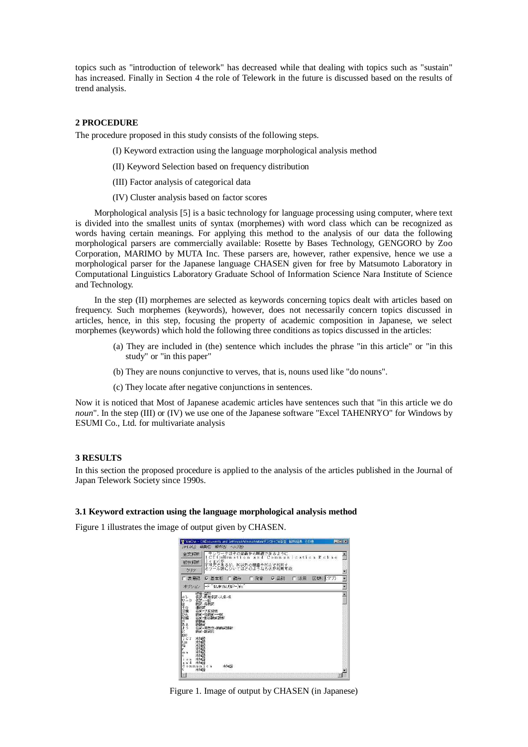topics such as "introduction of telework" has decreased while that dealing with topics such as "sustain" has increased. Finally in Section 4 the role of Telework in the future is discussed based on the results of trend analysis.

## 2 PROCEDURE

The procedure proposed in this study consists of the following steps.

(I) Keyword extraction using the language morphological analysis method

(II) Keyword Selection based on frequency distribution

(III) Factor analysis of categorical data

(IV) Cluster analysis based on factor scores

Morphological analysis [5] is a basic technology for language processing using computer, where text is divided into the smallest units of syntax (morphemes) with word class which can be recognized as words having certain meanings. For applying this method to the analysis of our data the following morphological parsers are commercially available: Rosette by Bases Technology, GENGORO by Zoo Corporation, MARIMO by MUTA Inc. These parsers are, however, rather expensive, hence we use a morphological parser for the Japanese language CHASEN given for free by Matsumoto Laboratory in Computational Linguistics Laboratory Graduate School of Information Science Nara Institute of Science and Technology.

In the step (II) morphemes are selected as keywords concerning topics dealt with articles based on frequency. Such morphemes (keywords), however, does not necessarily concern topics discussed in articles, hence, in this step, focusing the property of academic composition in Japanese, we select morphemes (keywords) which hold the following three conditions as topics discussed in the articles:

(a) They are included in (the) sentence which includes the phrase "in this article" or "in this study" or "in this paper"

(b) They are nouns conjunctive to verves, that is, nouns used like "do nouns".

(c) They locate after negative conjunctions in sentences.

Now it is noticed that Most of Japanese academic articles have sentences such that "in this article we do *noun*". In the step (III) or (IV) we use one of the Japanese software "Excel TAHENRYO" for Windows by ESUMI Co., Ltd. for multivariate analysis

## 3 RESULTS

In this section the proposed procedure is applied to the analysis of the articles published in the Journal of Japan Telework Society since 1990s.

### 3.1 Keyword extraction using the language morphological analysis method

Figure 1 illustrates the image of output given by CHASEN.

Figure 1. Image of output by CHASEN (in Japanese)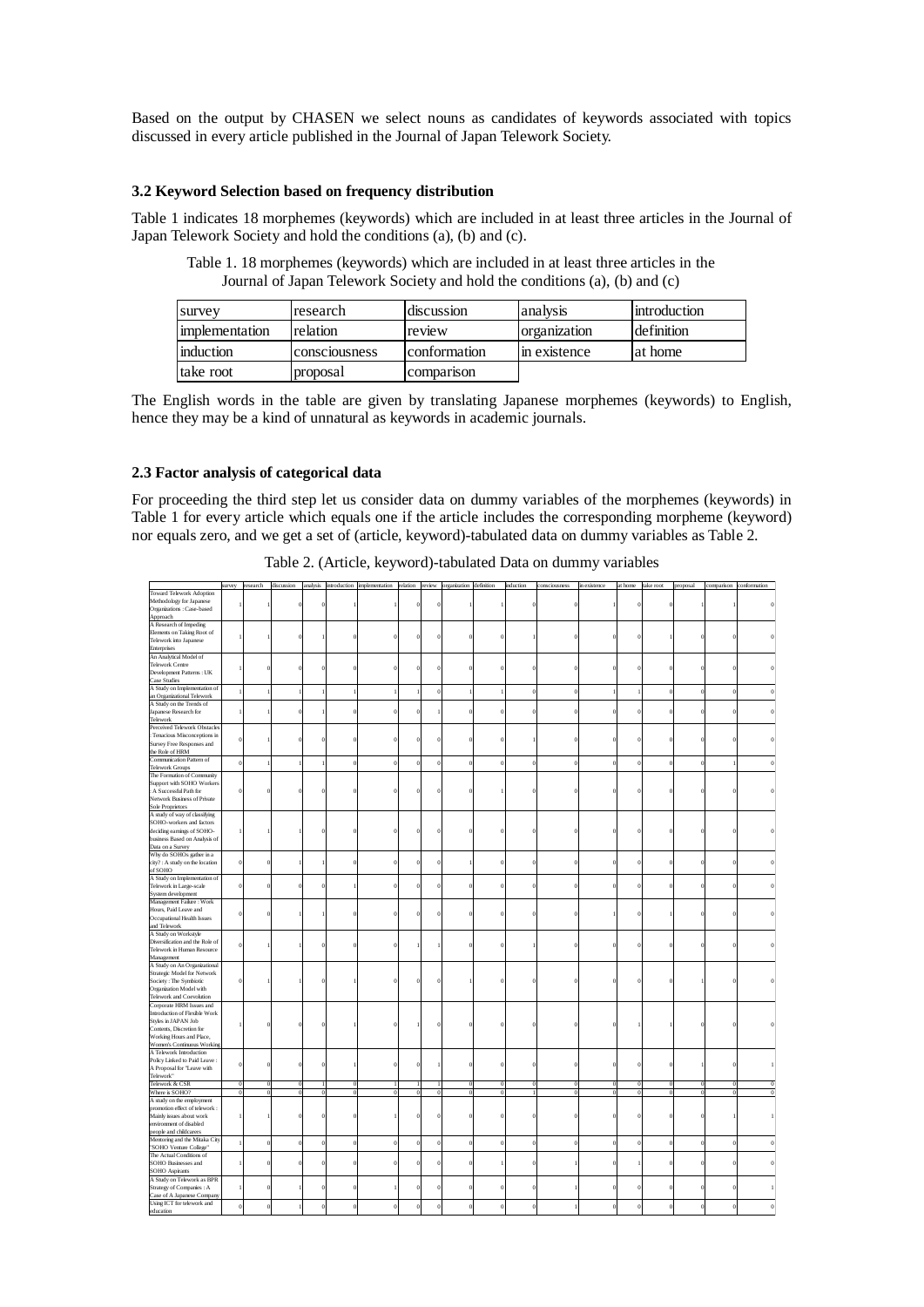Based on the output by CHASEN we select nouns as candidates of keywords associated with topics discussed in every article published in the Journal of Japan Telework Society.

### 3.2 Keyword Selection based on frequency distribution

Table 1 indicates 18 morphemes (keywords) which are included in at least three articles in the Journal of Japan Telework Society and hold the conditions (a), (b) and (c).

Table 1. 18 morphemes (keywords) which are included in at least three articles in the Journal of Japan Telework Society and hold the conditions (a), (b) and (c)

| | | | | |
|---|---|---|---|---|
| survey | research | discussion | analysis | introduction |
| implementation | relation | review | organization | definition |
| induction | consciousness | conformation | in existence | at home |
| take root | proposal | comparison | | |

The English words in the table are given by translating Japanese morphemes (keywords) to English, hence they may be a kind of unnatural as keywords in academic journals.

### 2.3 Factor analysis of categorical data

For proceeding the third step let us consider data on dummy variables of the morphemes (keywords) in Table 1 for every article which equals one if the article includes the corresponding morpheme (keyword) nor equals zero, and we get a set of (article, keyword)-tabulated data on dummy variables as Table 2.

Table 2. (Article, keyword)-tabulated Data on dummy variables

| | survey | research | discussion | analysis | introduction | implementation | relation | review | organization | definition | induction | consciousness | in existence | at home | take root | proposal | comparison | conformation |
|---|---|---|---|---|---|---|---|---|---|---|---|---|---|---|---|---|---|---|
| Toward Telework Adoption Methodology for Japanese Organizations : Case-based Approach | 1 | 1 | 0 | 0 | 1 | 1 | 0 | 0 | 1 | 1 | 0 | 0 | 1 | 0 | 0 | 1 | 1 | 0 |
| A Research of Impeding Elements on Taking Root of Telework into Japanese Enterprises | 1 | 1 | 0 | 1 | 0 | 0 | 0 | 0 | 0 | 0 | 1 | 0 | 0 | 0 | 1 | 0 | 0 | 0 |
| An Analytical Model of Telework Centre Development Patterns : UK Case Studies | 1 | 0 | 0 | 0 | 0 | 0 | 0 | 0 | 0 | 0 | 0 | 0 | 0 | 0 | 0 | 0 | 0 | 0 |
| A Study on Implementation of an Organizational Telework | 1 | 1 | 1 | 1 | 1 | 1 | 1 | 0 | 1 | 1 | 0 | 0 | 1 | 1 | 0 | 0 | 0 | 0 |
| A Study on the Trends of Japanese Research for Telework | 1 | 1 | 0 | 1 | 0 | 0 | 0 | 1 | 0 | 0 | 0 | 0 | 0 | 0 | 0 | 0 | 0 | 0 |
| Perceived Telework Obstacles : Tenacious Misconceptions in Survey Free Responses and the Role of HRM | 0 | 1 | 0 | 0 | 0 | 0 | 0 | 0 | 0 | 0 | 1 | 0 | 0 | 0 | 0 | 0 | 0 | 0 |
| Communication Pattern of Telework Groups | 0 | 1 | 1 | 1 | 0 | 0 | 0 | 0 | 0 | 0 | 0 | 0 | 0 | 0 | 0 | 0 | 1 | 0 |
| The Formation of Community Support with SOHO Workers : A Successful Path for Network Business of Private Sole Proprietors | 0 | 0 | 0 | 0 | 0 | 0 | 0 | 0 | 0 | 1 | 0 | 0 | 0 | 0 | 0 | 0 | 0 | 0 |
| A study of way of classifying SOHO-workers and factors deciding earnings of SOHO-business Based on Analysis of Data on a Survey | 1 | 1 | 1 | 0 | 0 | 0 | 0 | 0 | 0 | 0 | 0 | 0 | 0 | 0 | 0 | 0 | 0 | 0 |
| Why do SOHOs gather in a city? : A study on the location of SOHO | 0 | 0 | 1 | 1 | 0 | 0 | 0 | 0 | 1 | 0 | 0 | 0 | 0 | 0 | 0 | 0 | 0 | 0 |
| A Study on Implementation of Telework in Large-scale System development | 0 | 0 | 0 | 0 | 1 | 0 | 0 | 0 | 0 | 0 | 0 | 0 | 0 | 0 | 0 | 0 | 0 | 0 |
| Management Failure : Work Hours, Paid Leave and Occupational Health Issues and Telework | 0 | 0 | 1 | 1 | 0 | 0 | 0 | 0 | 0 | 0 | 0 | 0 | 1 | 0 | 1 | 0 | 0 | 0 |
| A Study on Workstyle Diversification and the Role of Telework in Human Resource Management | 0 | 1 | 1 | 0 | 0 | 0 | 1 | 1 | 0 | 0 | 1 | 0 | 0 | 0 | 0 | 0 | 0 | 0 |
| A Study on An Organizational Strategic Model for Network Society : The Symbiotic Organization Model with Telework and Coevolution | 0 | 1 | 1 | 0 | 1 | 0 | 0 | 0 | 1 | 0 | 0 | 0 | 0 | 0 | 0 | 1 | 0 | 0 |
| Corporate HRM Issues and Introduction of Flexible Work Styles in JAPAN Job Contents, Discretion for Working Hours and Place, Women's Continuous Working | 1 | 0 | 0 | 0 | 1 | 0 | 1 | 0 | 0 | 0 | 0 | 0 | 0 | 1 | 1 | 0 | 0 | 0 |
| A Telework Introduction Policy Linked to Paid Leave : A Proposal for "Leave with Telework" | 0 | 0 | 0 | 0 | 1 | 0 | 0 | 1 | 0 | 0 | 0 | 0 | 0 | 0 | 0 | 1 | 0 | 1 |
| Telework & CSR | 0 | 0 | 0 | 1 | 0 | 1 | 1 | 1 | 0 | 0 | 0 | 0 | 0 | 0 | 0 | 0 | 0 | 0 |
| Where is SOHO? | 0 | 0 | 0 | 0 | 0 | 0 | 0 | 0 | 0 | 0 | 1 | 0 | 0 | 0 | 0 | 0 | 0 | 0 |
| A study on the employment promotion effect of telework : Mainly issues about work environment of disabled people and childcarers | 1 | 1 | 0 | 0 | 0 | 1 | 0 | 0 | 0 | 0 | 0 | 0 | 0 | 0 | 0 | 0 | 1 | 1 |
| Mentoring and the Mitaka City "SOHO Venture College" | 1 | 0 | 0 | 0 | 0 | 0 | 0 | 0 | 0 | 0 | 0 | 0 | 0 | 0 | 0 | 0 | 0 | 0 |
| The Actual Conditions of SOHO Businesses and SOHO Aspirants | 1 | 0 | 0 | 0 | 0 | 0 | 0 | 0 | 0 | 1 | 0 | 1 | 0 | 1 | 0 | 0 | 0 | 0 |
| A Study on Telework as BPR Strategy of Companies : A Case of A Japanese Company | 1 | 0 | 1 | 0 | 0 | 1 | 0 | 0 | 0 | 0 | 0 | 1 | 0 | 0 | 0 | 0 | 0 | 1 |
| Using ICT for telework and education | 0 | 0 | 1 | 0 | 0 | 0 | 0 | 0 | 0 | 0 | 0 | 1 | 0 | 0 | 0 | 0 | 0 | 0 |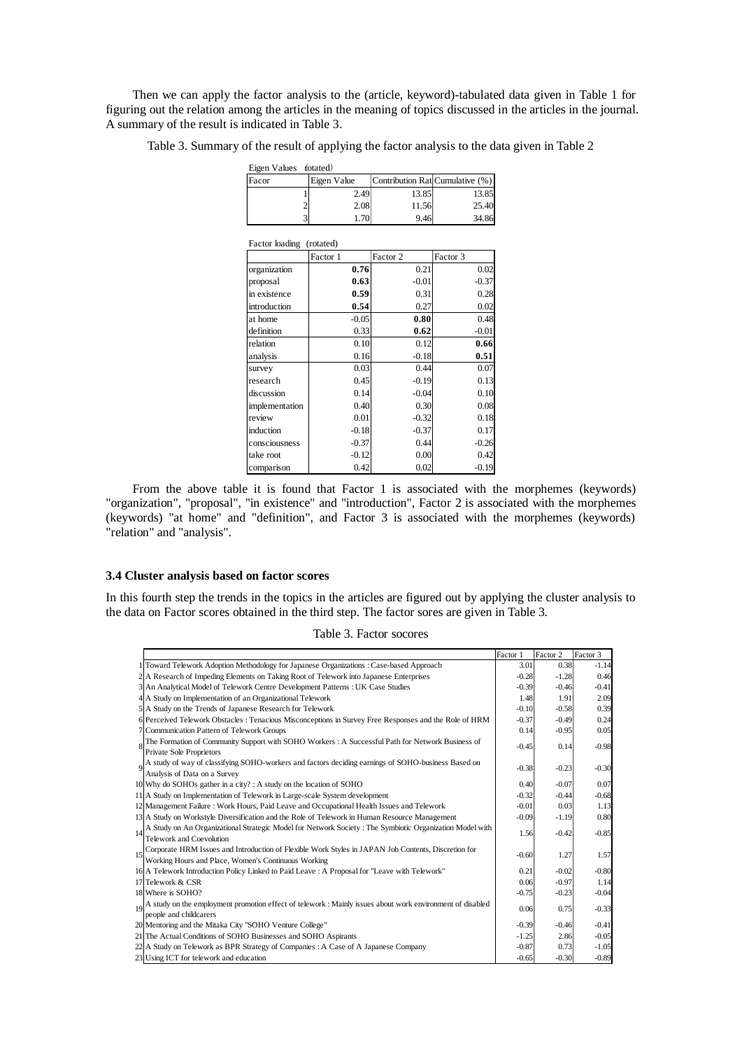Then we can apply the factor analysis to the (article, keyword)-tabulated data given in Table 1 for figuring out the relation among the articles in the meaning of topics discussed in the articles in the journal. A summary of the result is indicated in Table 3.

Table 3. Summary of the result of applying the factor analysis to the data given in Table 2

Eigen Values （rotated）

| Facor | Eigen Value | Contribution Rat | Cumulative (%) |
|---|---|---|---|
| 1 | 2.49 | 13.85 | 13.85 |
| 2 | 2.08 | 11.56 | 25.40 |
| 3 | 1.70 | 9.46 | 34.86 |

Factor loading (rotated)

| | Factor 1 | Factor 2 | Factor 3 |
|---|---|---|---|
| organization | **0.76** | 0.21 | 0.02 |
| proposal | **0.63** | -0.01 | -0.37 |
| in existence | **0.59** | 0.31 | 0.28 |
| introduction | **0.54** | 0.27 | 0.02 |
| at home | -0.05 | **0.80** | 0.48 |
| definition | 0.33 | **0.62** | -0.01 |
| relation | 0.10 | 0.12 | **0.66** |
| analysis | 0.16 | -0.18 | **0.51** |
| survey | 0.03 | 0.44 | 0.07 |
| research | 0.45 | -0.19 | 0.13 |
| discussion | 0.14 | -0.04 | 0.10 |
| implementation | 0.40 | 0.30 | 0.08 |
| review | 0.01 | -0.32 | 0.18 |
| induction | -0.18 | -0.37 | 0.17 |
| consciousness | -0.37 | 0.44 | -0.26 |
| take root | -0.12 | 0.00 | 0.42 |
| comparison | 0.42 | 0.02 | -0.19 |

From the above table it is found that Factor 1 is associated with the morphemes (keywords) "organization", "proposal", "in existence" and "introduction", Factor 2 is associated with the morphemes (keywords) "at home" and "definition", and Factor 3 is associated with the morphemes (keywords) "relation" and "analysis".

### 3.4 Cluster analysis based on factor scores

In this fourth step the trends in the topics in the articles are figured out by applying the cluster analysis to the data on Factor scores obtained in the third step. The factor sores are given in Table 3.

Table 3. Factor socores

| | | Factor 1 | Factor 2 | Factor 3 |
|---|---|---|---|---|
| 1 | Toward Telework Adoption Methodology for Japanese Organizations : Case-based Approach | 3.01 | 0.38 | -1.14 |
| 2 | A Research of Impeding Elements on Taking Root of Telework into Japanese Enterprises | -0.28 | -1.28 | 0.46 |
| 3 | An Analytical Model of Telework Centre Development Patterns : UK Case Studies | -0.39 | -0.46 | -0.41 |
| 4 | A Study on Implementation of an Organizational Telework | 1.48 | 1.91 | 2.09 |
| 5 | A Study on the Trends of Japanese Research for Telework | -0.10 | -0.58 | 0.39 |
| 6 | Perceived Telework Obstacles : Tenacious Misconceptions in Survey Free Responses and the Role of HRM | -0.37 | -0.49 | 0.24 |
| 7 | Communication Pattern of Telework Groups | 0.14 | -0.95 | 0.05 |
| 8 | The Formation of Community Support with SOHO Workers : A Successful Path for Network Business of Private Sole Proprietors | -0.45 | 0.14 | -0.98 |
| 9 | A study of way of classifying SOHO-workers and factors deciding earnings of SOHO-business Based on Analysis of Data on a Survey | -0.38 | -0.23 | -0.30 |
| 10 | Why do SOHOs gather in a city? : A study on the location of SOHO | 0.40 | -0.07 | 0.07 |
| 11 | A Study on Implementation of Telework in Large-scale System development | -0.32 | -0.44 | -0.68 |
| 12 | Management Failure : Work Hours, Paid Leave and Occupational Health Issues and Telework | -0.01 | 0.03 | 1.13 |
| 13 | A Study on Workstyle Diversification and the Role of Telework in Human Resource Management | -0.09 | -1.19 | 0.80 |
| 14 | A Study on An Organizational Strategic Model for Network Society : The Symbiotic Organization Model with Telework and Coevolution | 1.56 | -0.42 | -0.85 |
| 15 | Corporate HRM Issues and Introduction of Flexible Work Styles in JAPAN Job Contents, Discretion for Working Hours and Place, Women's Continuous Working | -0.60 | 1.27 | 1.57 |
| 16 | A Telework Introduction Policy Linked to Paid Leave : A Proposal for "Leave with Telework" | 0.21 | -0.02 | -0.80 |
| 17 | Telework & CSR | 0.06 | -0.97 | 1.14 |
| 18 | Where is SOHO? | -0.75 | -0.23 | -0.04 |
| 19 | A study on the employment promotion effect of telework : Mainly issues about work environment of disabled people and childcarers | 0.06 | 0.75 | -0.33 |
| 20 | Mentoring and the Mitaka City "SOHO Venture College" | -0.39 | -0.46 | -0.41 |
| 21 | The Actual Conditions of SOHO Businesses and SOHO Aspirants | -1.25 | 2.86 | -0.05 |
| 22 | A Study on Telework as BPR Strategy of Companies : A Case of A Japanese Company | -0.87 | 0.73 | -1.05 |
| 23 | Using ICT for telework and education | -0.65 | -0.30 | -0.89 |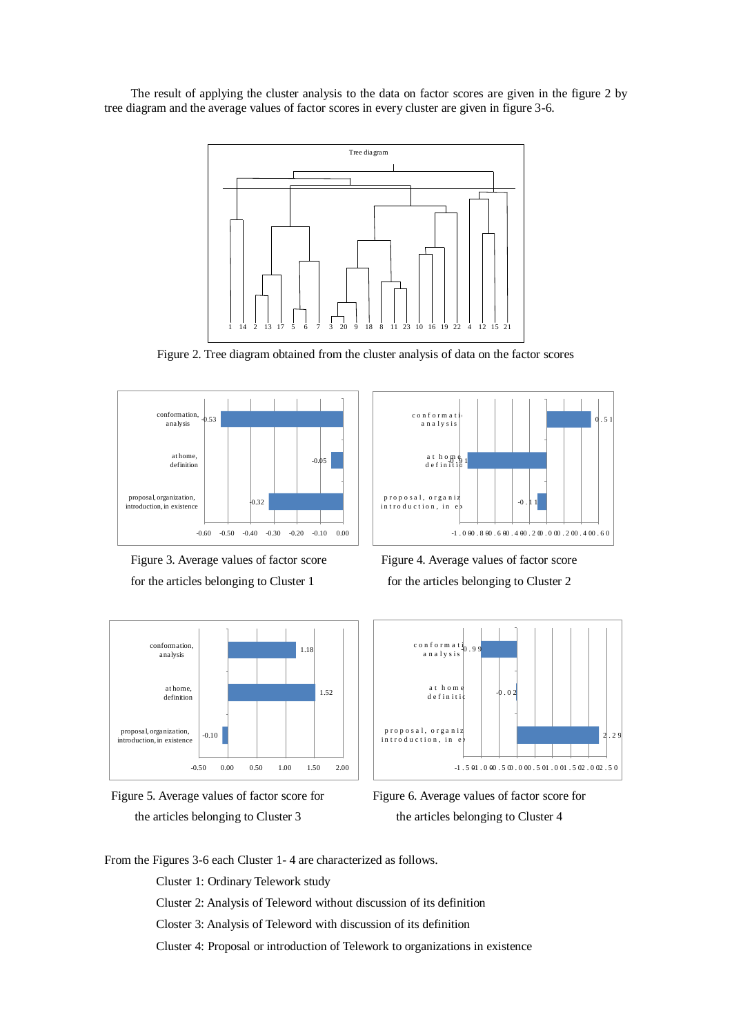The result of applying the cluster analysis to the data on factor scores are given in the figure 2 by tree diagram and the average values of factor scores in every cluster are given in figure 3-6.

Figure 2. Tree diagram obtained from the cluster analysis of data on the factor scores

Figure 3. Average values of factor score for the articles belonging to Cluster 1

Figure 4. Average values of factor score for the articles belonging to Cluster 2

Figure 5. Average values of factor score for the articles belonging to Cluster 3

Figure 6. Average values of factor score for the articles belonging to Cluster 4

From the Figures 3-6 each Cluster 1- 4 are characterized as follows.

Cluster 1: Ordinary Telework study

Cluster 2: Analysis of Teleword without discussion of its definition

Closter 3: Analysis of Teleword with discussion of its definition

Cluster 4: Proposal or introduction of Telework to organizations in existence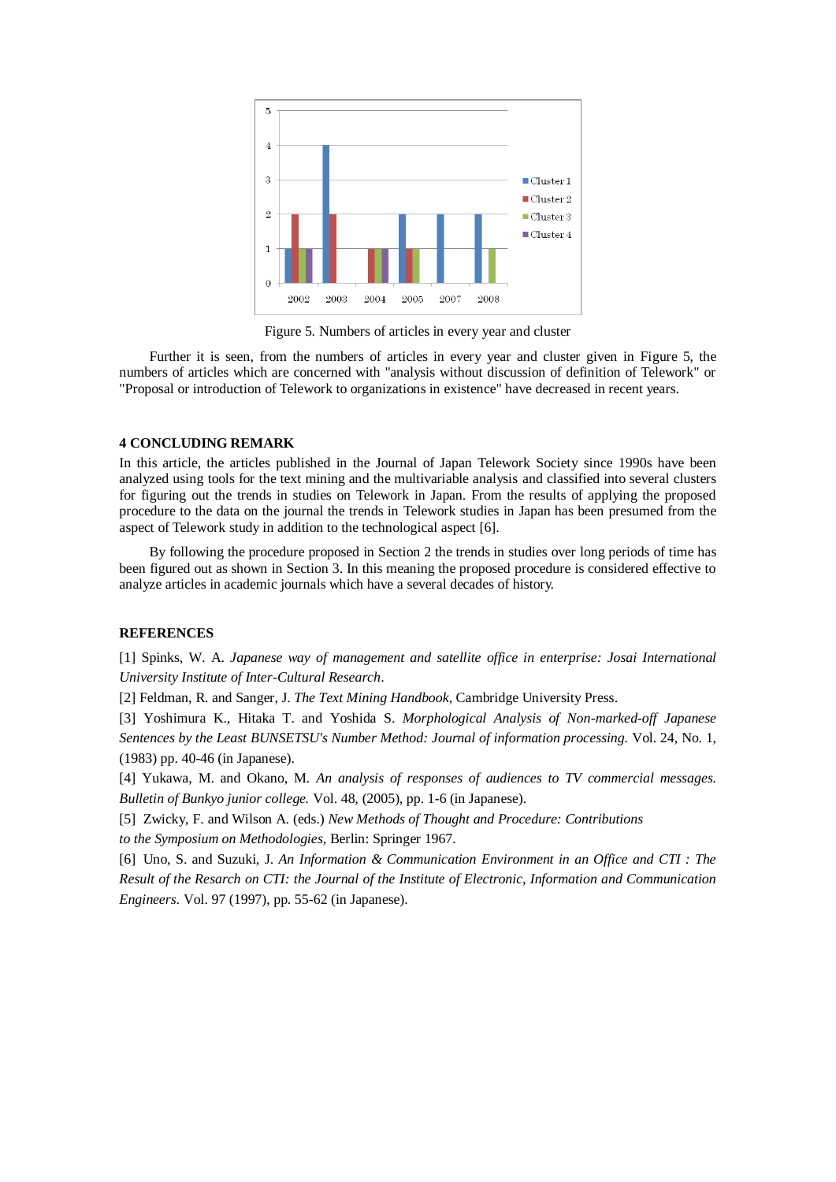5
4
3
2
1
0
2002 2003 2004 2005 2007 2008
Cluster 1
Cluster 2
Cluster 3
Cluster 4

Figure 5. Numbers of articles in every year and cluster

Further it is seen, from the numbers of articles in every year and cluster given in Figure 5, the numbers of articles which are concerned with "analysis without discussion of definition of Telework" or "Proposal or introduction of Telework to organizations in existence" have decreased in recent years.

## 4 CONCLUDING REMARK

In this article, the articles published in the Journal of Japan Telework Society since 1990s have been analyzed using tools for the text mining and the multivariable analysis and classified into several clusters for figuring out the trends in studies on Telework in Japan. From the results of applying the proposed procedure to the data on the journal the trends in Telework studies in Japan has been presumed from the aspect of Telework study in addition to the technological aspect [6].

By following the procedure proposed in Section 2 the trends in studies over long periods of time has been figured out as shown in Section 3. In this meaning the proposed procedure is considered effective to analyze articles in academic journals which have a several decades of history.

## REFERENCES

[1] Spinks, W. A. *Japanese way of management and satellite office in enterprise: Josai International University Institute of Inter-Cultural Research*.

[2] Feldman, R. and Sanger, J. *The Text Mining Handbook*, Cambridge University Press.

[3] Yoshimura K., Hitaka T. and Yoshida S. *Morphological Analysis of Non-marked-off Japanese Sentences by the Least BUNSETSU's Number Method: Journal of information processing.* Vol. 24, No. 1, (1983) pp. 40-46 (in Japanese).

[4] Yukawa, M. and Okano, M. *An analysis of responses of audiences to TV commercial messages. Bulletin of Bunkyo junior college.* Vol. 48, (2005), pp. 1-6 (in Japanese).

[5] Zwicky, F. and Wilson A. (eds.) *New Methods of Thought and Procedure: Contributions to the Symposium on Methodologies*, Berlin: Springer 1967.

[6] Uno, S. and Suzuki, J. *An Information & Communication Environment in an Office and CTI : The Result of the Resarch on CTI: the Journal of the Institute of Electronic, Information and Communication Engineers.* Vol. 97 (1997), pp. 55-62 (in Japanese).